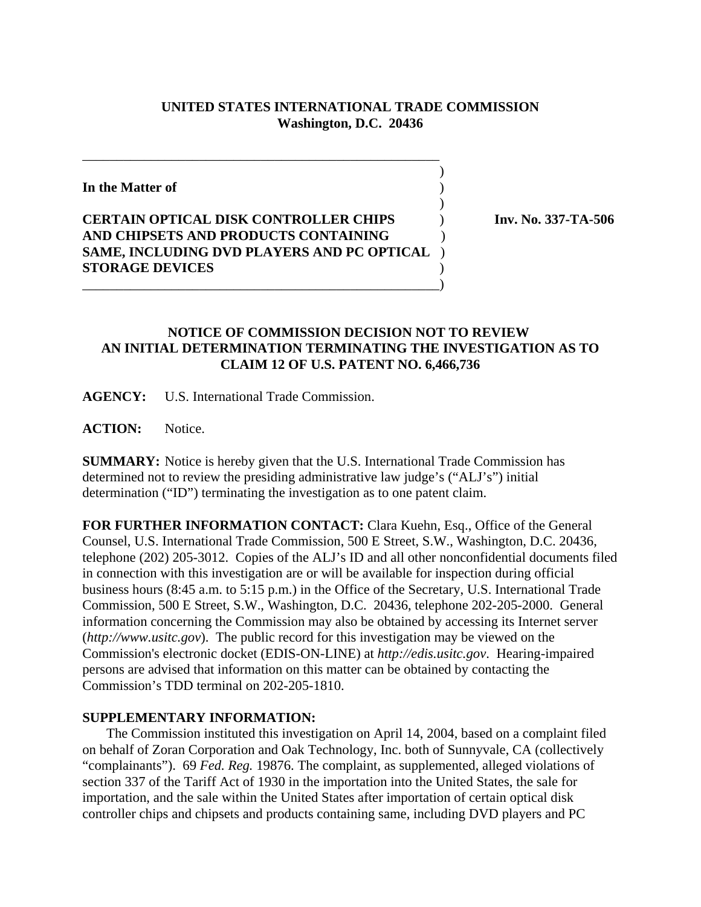**UNITED STATES INTERNATIONAL TRADE COMMISSION**
**Washington, D.C. 20436**

**In the Matter of**

**CERTAIN OPTICAL DISK CONTROLLER CHIPS AND CHIPSETS AND PRODUCTS CONTAINING SAME, INCLUDING DVD PLAYERS AND PC OPTICAL STORAGE DEVICES**

**Inv. No. 337-TA-506**

**NOTICE OF COMMISSION DECISION NOT TO REVIEW AN INITIAL DETERMINATION TERMINATING THE INVESTIGATION AS TO CLAIM 12 OF U.S. PATENT NO. 6,466,736**

**AGENCY:** U.S. International Trade Commission.

**ACTION:** Notice.

**SUMMARY:** Notice is hereby given that the U.S. International Trade Commission has determined not to review the presiding administrative law judge's ("ALJ's") initial determination ("ID") terminating the investigation as to one patent claim.

**FOR FURTHER INFORMATION CONTACT:** Clara Kuehn, Esq., Office of the General Counsel, U.S. International Trade Commission, 500 E Street, S.W., Washington, D.C. 20436, telephone (202) 205-3012. Copies of the ALJ's ID and all other nonconfidential documents filed in connection with this investigation are or will be available for inspection during official business hours (8:45 a.m. to 5:15 p.m.) in the Office of the Secretary, U.S. International Trade Commission, 500 E Street, S.W., Washington, D.C. 20436, telephone 202-205-2000. General information concerning the Commission may also be obtained by accessing its Internet server (*http://www.usitc.gov*). The public record for this investigation may be viewed on the Commission's electronic docket (EDIS-ON-LINE) at *http://edis.usitc.gov*. Hearing-impaired persons are advised that information on this matter can be obtained by contacting the Commission's TDD terminal on 202-205-1810.

**SUPPLEMENTARY INFORMATION:**

The Commission instituted this investigation on April 14, 2004, based on a complaint filed on behalf of Zoran Corporation and Oak Technology, Inc. both of Sunnyvale, CA (collectively "complainants"). 69 *Fed. Reg.* 19876. The complaint, as supplemented, alleged violations of section 337 of the Tariff Act of 1930 in the importation into the United States, the sale for importation, and the sale within the United States after importation of certain optical disk controller chips and chipsets and products containing same, including DVD players and PC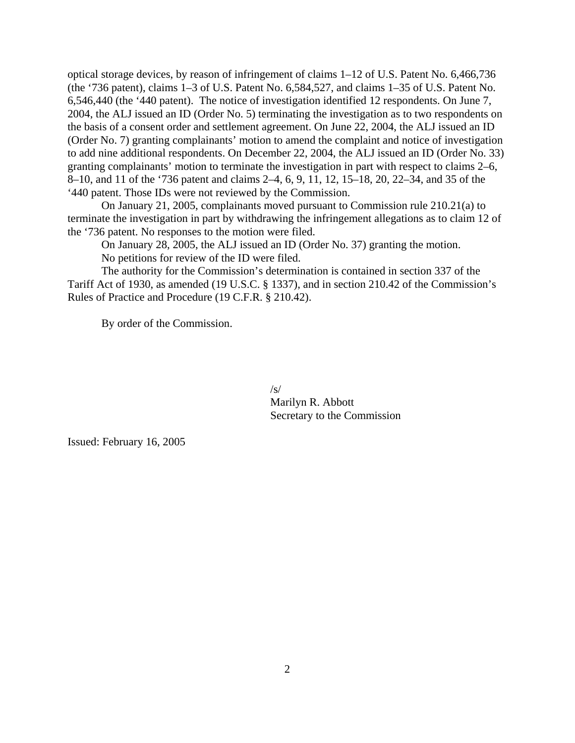optical storage devices, by reason of infringement of claims 1–12 of U.S. Patent No. 6,466,736 (the '736 patent), claims 1–3 of U.S. Patent No. 6,584,527, and claims 1–35 of U.S. Patent No. 6,546,440 (the '440 patent). The notice of investigation identified 12 respondents. On June 7, 2004, the ALJ issued an ID (Order No. 5) terminating the investigation as to two respondents on the basis of a consent order and settlement agreement. On June 22, 2004, the ALJ issued an ID (Order No. 7) granting complainants' motion to amend the complaint and notice of investigation to add nine additional respondents. On December 22, 2004, the ALJ issued an ID (Order No. 33) granting complainants' motion to terminate the investigation in part with respect to claims 2–6, 8–10, and 11 of the '736 patent and claims 2–4, 6, 9, 11, 12, 15–18, 20, 22–34, and 35 of the '440 patent. Those IDs were not reviewed by the Commission.

On January 21, 2005, complainants moved pursuant to Commission rule 210.21(a) to terminate the investigation in part by withdrawing the infringement allegations as to claim 12 of the '736 patent. No responses to the motion were filed.

On January 28, 2005, the ALJ issued an ID (Order No. 37) granting the motion.

No petitions for review of the ID were filed.

The authority for the Commission's determination is contained in section 337 of the Tariff Act of 1930, as amended (19 U.S.C. § 1337), and in section 210.42 of the Commission's Rules of Practice and Procedure (19 C.F.R. § 210.42).

By order of the Commission.

/s/
Marilyn R. Abbott
Secretary to the Commission

Issued: February 16, 2005